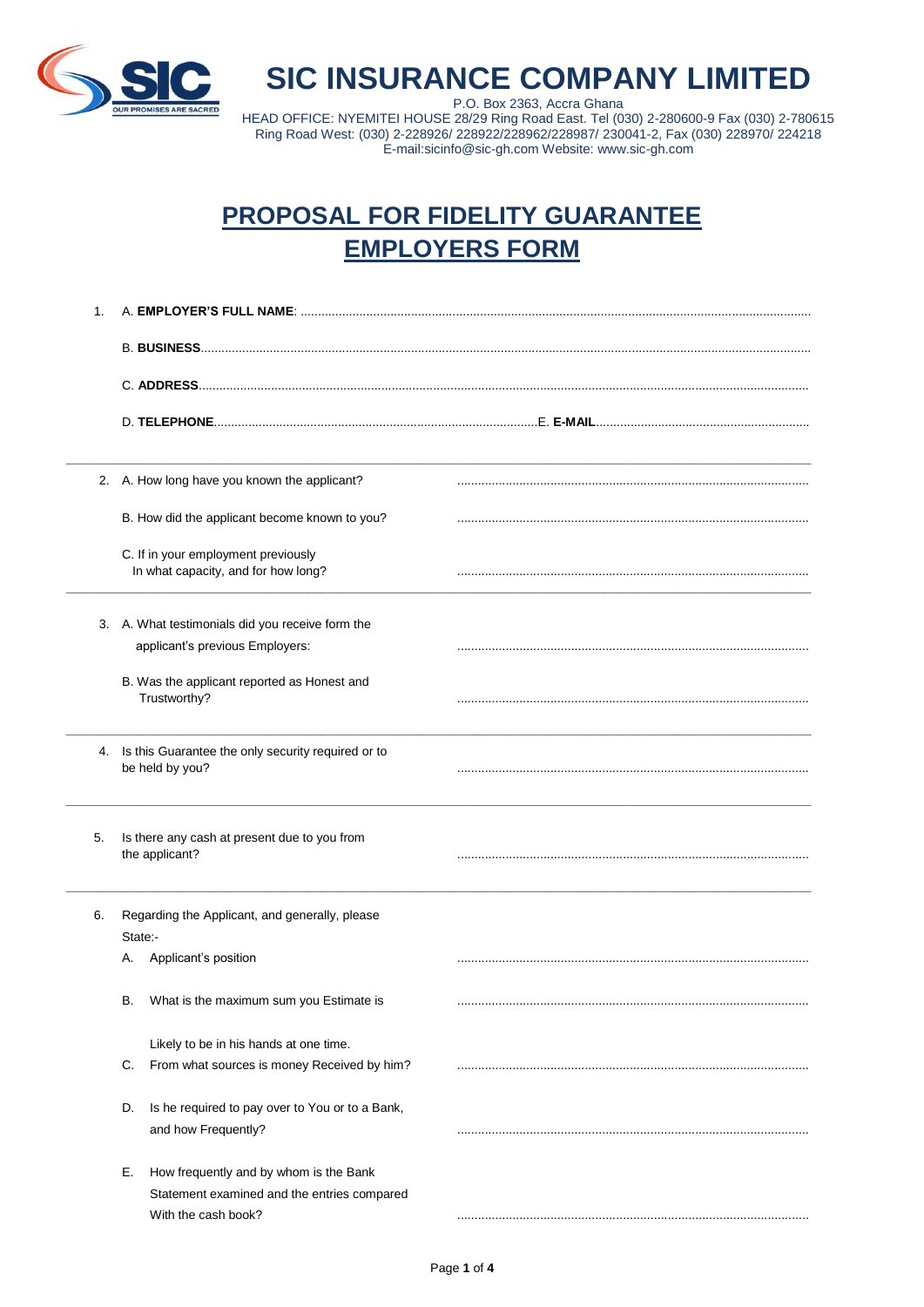# SIC INSURANCE COMPANY LIMITED

P.O. Box 2363, Accra Ghana
HEAD OFFICE: NYEMITEI HOUSE 28/29 Ring Road East. Tel (030) 2-280600-9 Fax (030) 2-780615
Ring Road West: (030) 2-228926/ 228922/228962/228987/ 230041-2, Fax (030) 228970/ 224218
E-mail:sicinfo@sic-gh.com Website: www.sic-gh.com

## PROPOSAL FOR FIDELITY GUARANTEE EMPLOYERS FORM

1. A. **EMPLOYER'S FULL NAME**: ..........................................................................

   B. **BUSINESS**..........................................................................

   C. **ADDRESS**..........................................................................

   D. **TELEPHONE**.......................................... E. **E-MAIL**..........................................

---

2. A. How long have you known the applicant? ..........................................

   B. How did the applicant become known to you? ..........................................

   C. If in your employment previously In what capacity, and for how long? ..........................................

---

3. A. What testimonials did you receive form the applicant's previous Employers: ..........................................

   B. Was the applicant reported as Honest and Trustworthy? ..........................................

---

4. Is this Guarantee the only security required or to be held by you? ..........................................

---

5. Is there any cash at present due to you from the applicant? ..........................................

---

6. Regarding the Applicant, and generally, please State:-

   A. Applicant's position ..........................................

   B. What is the maximum sum you Estimate is Likely to be in his hands at one time. ..........................................

   C. From what sources is money Received by him? ..........................................

   D. Is he required to pay over to You or to a Bank, and how Frequently? ..........................................

   E. How frequently and by whom is the Bank Statement examined and the entries compared With the cash book? ..........................................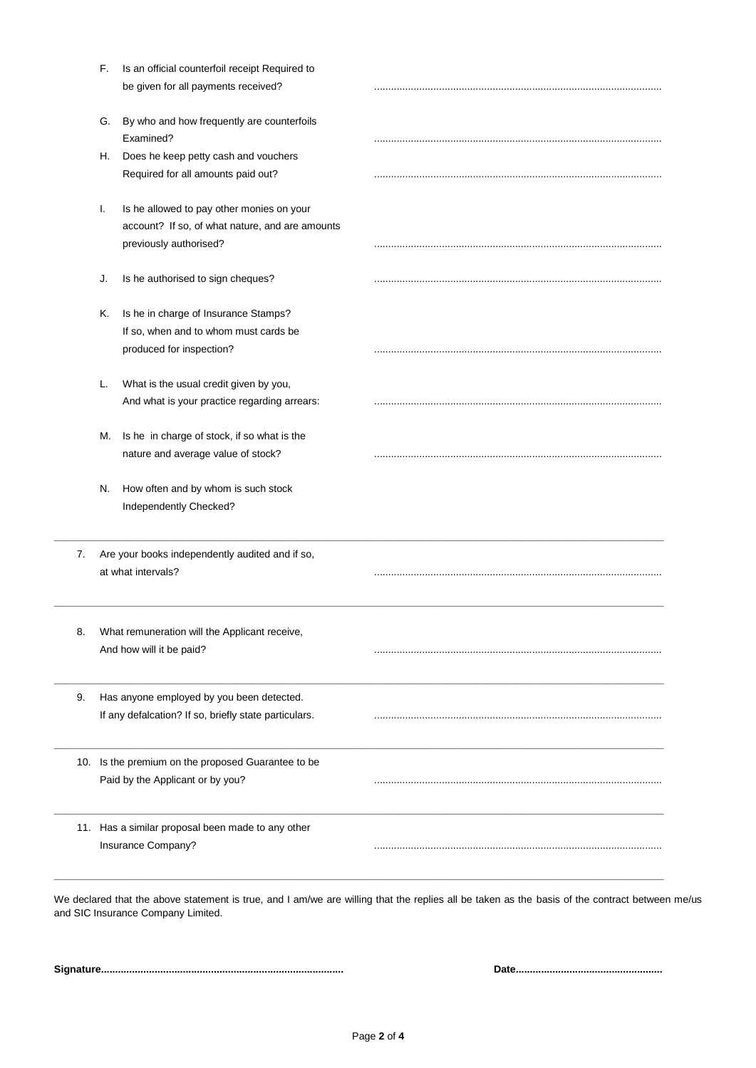F. Is an official counterfoil receipt Required to be given for all payments received? ....................................................................................................

G. By who and how frequently are counterfoils Examined? ....................................................................................................

H. Does he keep petty cash and vouchers Required for all amounts paid out? ....................................................................................................

I. Is he allowed to pay other monies on your account? If so, of what nature, and are amounts previously authorised? ....................................................................................................

J. Is he authorised to sign cheques? ....................................................................................................

K. Is he in charge of Insurance Stamps? If so, when and to whom must cards be produced for inspection? ....................................................................................................

L. What is the usual credit given by you, And what is your practice regarding arrears: ....................................................................................................

M. Is he in charge of stock, if so what is the nature and average value of stock? ....................................................................................................

N. How often and by whom is such stock Independently Checked?

---

7. Are your books independently audited and if so, at what intervals? ....................................................................................................

---

8. What remuneration will the Applicant receive, And how will it be paid? ....................................................................................................

---

9. Has anyone employed by you been detected. If any defalcation? If so, briefly state particulars. ....................................................................................................

---

10. Is the premium on the proposed Guarantee to be Paid by the Applicant or by you? ....................................................................................................

---

11. Has a similar proposal been made to any other Insurance Company? ....................................................................................................

---

We declared that the above statement is true, and I am/we are willing that the replies all be taken as the basis of the contract between me/us and SIC Insurance Company Limited.

**Signature....................................................................................** **Date...................................................**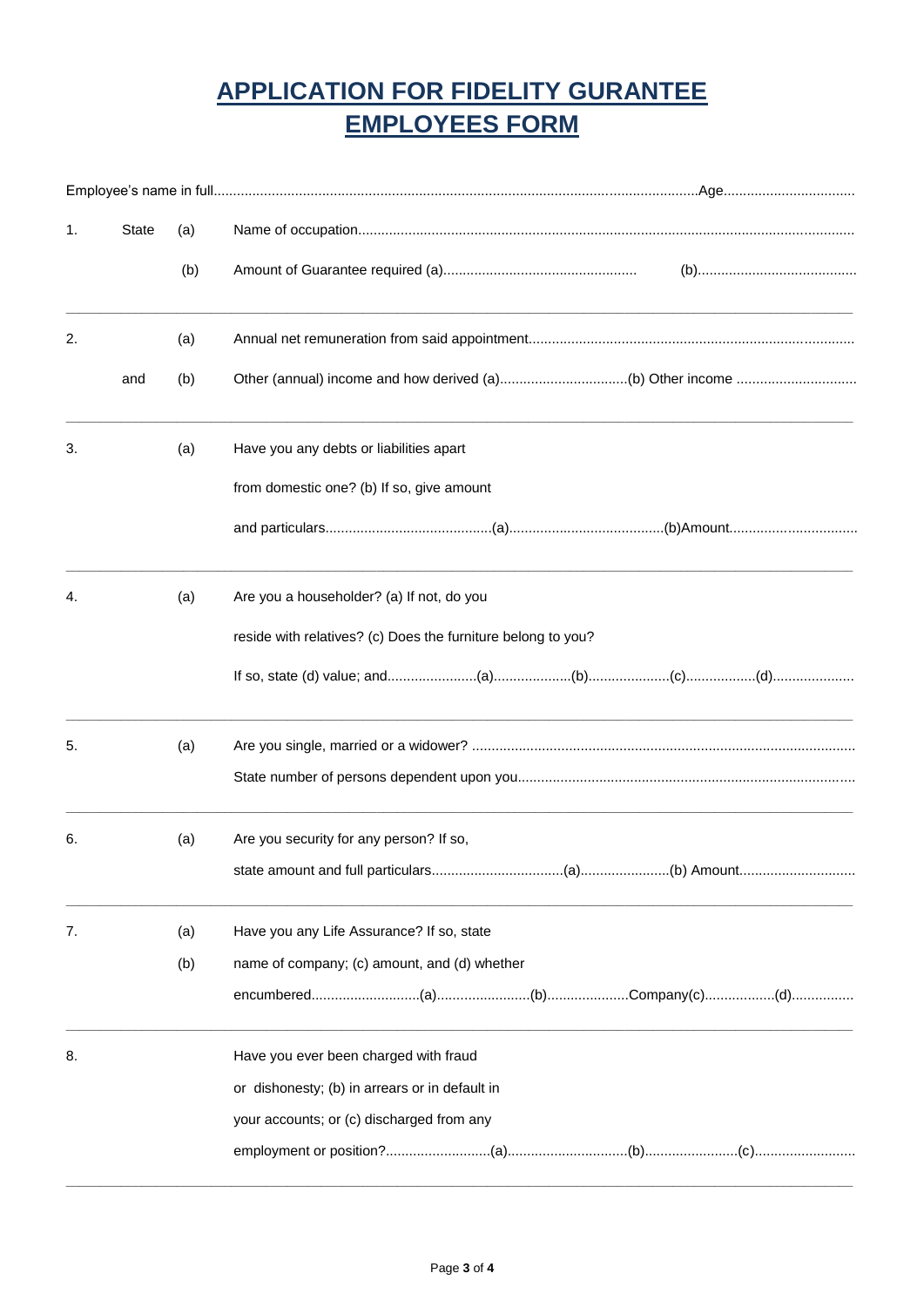# APPLICATION FOR FIDELITY GURANTEE EMPLOYEES FORM

Employee's name in full.............................................................................................................................Age..................................

1. State (a) Name of occupation..............................................................................................................................

   (b) Amount of Guarantee required (a)................................................. (b).........................................

---

2. (a) Annual net remuneration from said appointment...................................................................................

   and (b) Other (annual) income and how derived (a)................................(b) Other income ..............................

---

3. (a) Have you any debts or liabilities apart from domestic one? (b) If so, give amount and particulars..........................................(a).......................................(b)Amount................................

---

4. (a) Are you a householder? (a) If not, do you reside with relatives? (c) Does the furniture belong to you? If so, state (d) value; and......................(a)...................(b)....................(c).................(d)....................

---

5. (a) Are you single, married or a widower? .................................................................................................

   State number of persons dependent upon you...................................................................................

---

6. (a) Are you security for any person? If so, state amount and full particulars.................................(a)......................(b) Amount.............................

---

7. (a) Have you any Life Assurance? If so, state

   (b) name of company; (c) amount, and (d) whether encumbered...........................(a).......................(b)....................Company(c).................(d)................

---

8. Have you ever been charged with fraud or dishonesty; (b) in arrears or in default in your accounts; or (c) discharged from any employment or position?..........................(a)..............................(b).......................(c).........................

---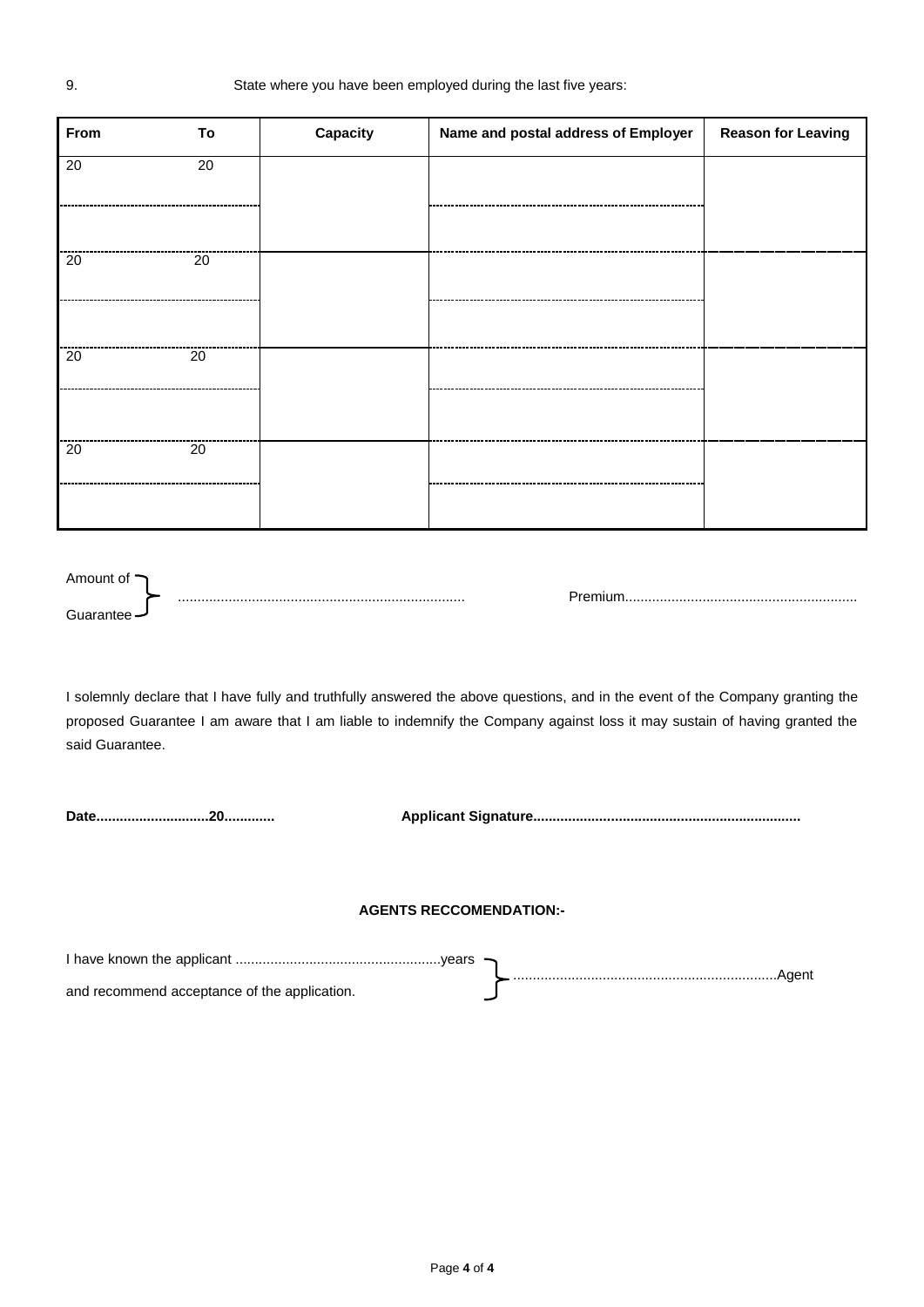9. State where you have been employed during the last five years:

| From | To | Capacity | Name and postal address of Employer | Reason for Leaving |
|---|---|---|---|---|
| 20 | 20 | | | |
| 20 | 20 | | | |
| 20 | 20 | | | |
| 20 | 20 | | | |

Amount of Guarantee ........................................................................ Premium..........................................................

I solemnly declare that I have fully and truthfully answered the above questions, and in the event of the Company granting the proposed Guarantee I am aware that I am liable to indemnify the Company against loss it may sustain of having granted the said Guarantee.

**Date............................20............** **Applicant Signature...................................................................**

**AGENTS RECCOMENDATION:-**

I have known the applicant ....................................................years and recommend acceptance of the application. ...................................................................Agent